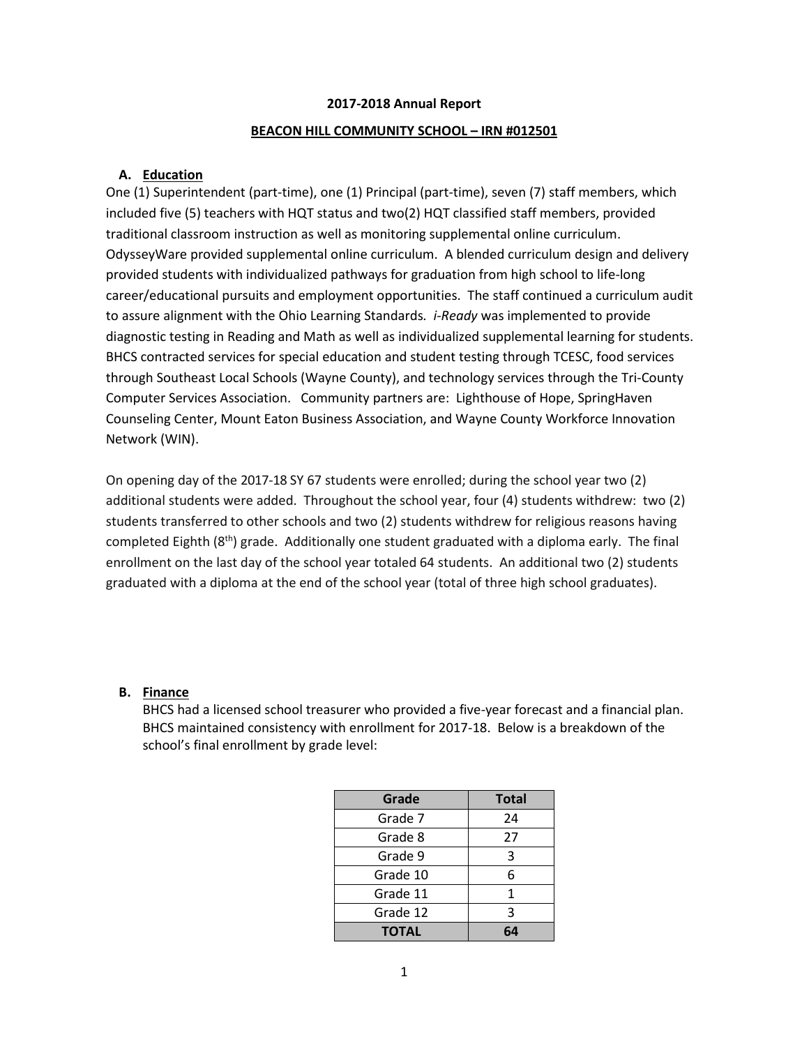**2017-2018 Annual Report**

**BEACON HILL COMMUNITY SCHOOL – IRN #012501**

## A. Education

One (1) Superintendent (part-time), one (1) Principal (part-time), seven (7) staff members, which included five (5) teachers with HQT status and two(2) HQT classified staff members, provided traditional classroom instruction as well as monitoring supplemental online curriculum. OdysseyWare provided supplemental online curriculum. A blended curriculum design and delivery provided students with individualized pathways for graduation from high school to life-long career/educational pursuits and employment opportunities. The staff continued a curriculum audit to assure alignment with the Ohio Learning Standards. *i-Ready* was implemented to provide diagnostic testing in Reading and Math as well as individualized supplemental learning for students. BHCS contracted services for special education and student testing through TCESC, food services through Southeast Local Schools (Wayne County), and technology services through the Tri-County Computer Services Association. Community partners are: Lighthouse of Hope, SpringHaven Counseling Center, Mount Eaton Business Association, and Wayne County Workforce Innovation Network (WIN).

On opening day of the 2017-18 SY 67 students were enrolled; during the school year two (2) additional students were added. Throughout the school year, four (4) students withdrew: two (2) students transferred to other schools and two (2) students withdrew for religious reasons having completed Eighth (8th) grade. Additionally one student graduated with a diploma early. The final enrollment on the last day of the school year totaled 64 students. An additional two (2) students graduated with a diploma at the end of the school year (total of three high school graduates).

## B. Finance

BHCS had a licensed school treasurer who provided a five-year forecast and a financial plan. BHCS maintained consistency with enrollment for 2017-18. Below is a breakdown of the school's final enrollment by grade level:

| Grade | Total |
|---|---|
| Grade 7 | 24 |
| Grade 8 | 27 |
| Grade 9 | 3 |
| Grade 10 | 6 |
| Grade 11 | 1 |
| Grade 12 | 3 |
| **TOTAL** | **64** |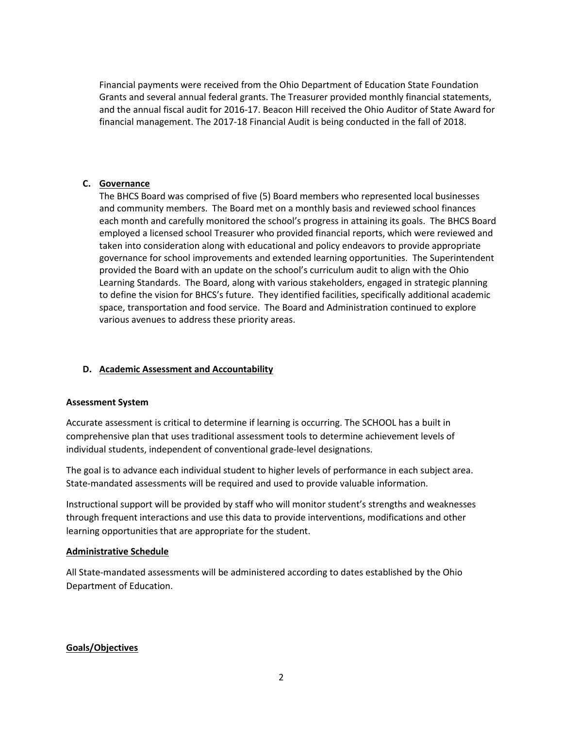Financial payments were received from the Ohio Department of Education State Foundation Grants and several annual federal grants. The Treasurer provided monthly financial statements, and the annual fiscal audit for 2016-17. Beacon Hill received the Ohio Auditor of State Award for financial management. The 2017-18 Financial Audit is being conducted in the fall of 2018.

### C. <u>Governance</u>

The BHCS Board was comprised of five (5) Board members who represented local businesses and community members. The Board met on a monthly basis and reviewed school finances each month and carefully monitored the school's progress in attaining its goals. The BHCS Board employed a licensed school Treasurer who provided financial reports, which were reviewed and taken into consideration along with educational and policy endeavors to provide appropriate governance for school improvements and extended learning opportunities. The Superintendent provided the Board with an update on the school's curriculum audit to align with the Ohio Learning Standards. The Board, along with various stakeholders, engaged in strategic planning to define the vision for BHCS's future. They identified facilities, specifically additional academic space, transportation and food service. The Board and Administration continued to explore various avenues to address these priority areas.

### D. <u>Academic Assessment and Accountability</u>

**Assessment System**

Accurate assessment is critical to determine if learning is occurring. The SCHOOL has a built in comprehensive plan that uses traditional assessment tools to determine achievement levels of individual students, independent of conventional grade-level designations.

The goal is to advance each individual student to higher levels of performance in each subject area. State-mandated assessments will be required and used to provide valuable information.

Instructional support will be provided by staff who will monitor student's strengths and weaknesses through frequent interactions and use this data to provide interventions, modifications and other learning opportunities that are appropriate for the student.

**<u>Administrative Schedule</u>**

All State-mandated assessments will be administered according to dates established by the Ohio Department of Education.

**<u>Goals/Objectives</u>**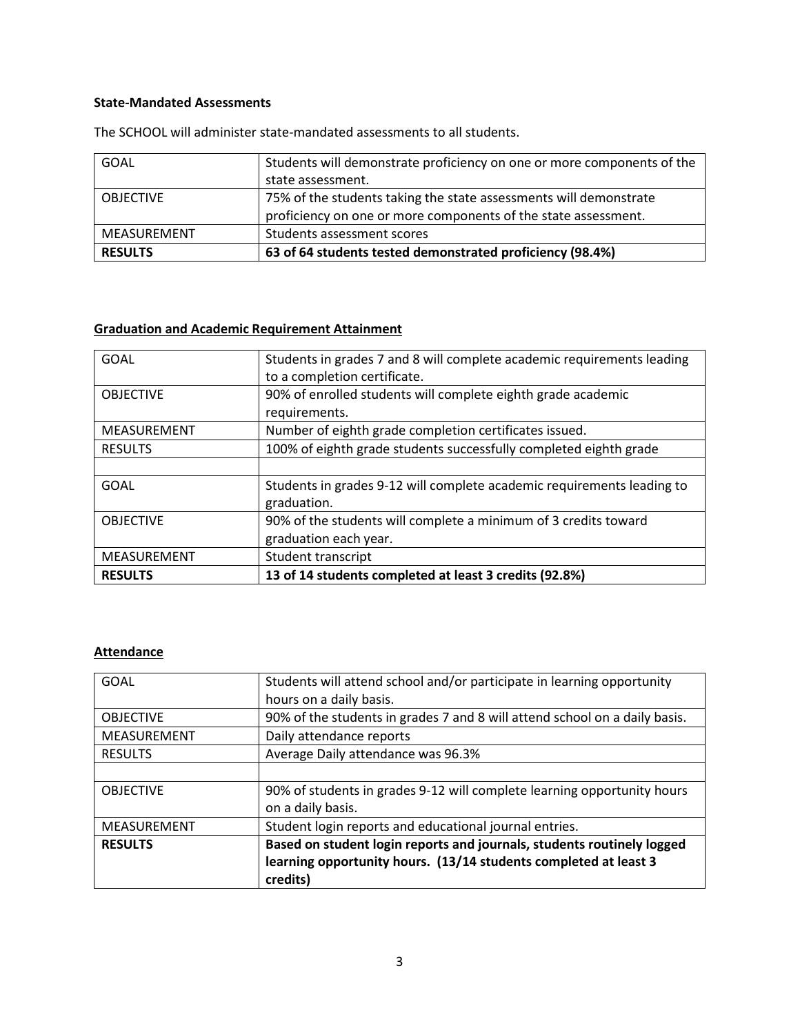**State-Mandated Assessments**

The SCHOOL will administer state-mandated assessments to all students.

| GOAL | Students will demonstrate proficiency on one or more components of the state assessment. |
|---|---|
| OBJECTIVE | 75% of the students taking the state assessments will demonstrate proficiency on one or more components of the state assessment. |
| MEASUREMENT | Students assessment scores |
| **RESULTS** | **63 of 64 students tested demonstrated proficiency (98.4%)** |

**Graduation and Academic Requirement Attainment**

| GOAL | Students in grades 7 and 8 will complete academic requirements leading to a completion certificate. |
|---|---|
| OBJECTIVE | 90% of enrolled students will complete eighth grade academic requirements. |
| MEASUREMENT | Number of eighth grade completion certificates issued. |
| RESULTS | 100% of eighth grade students successfully completed eighth grade |
| | |
| GOAL | Students in grades 9-12 will complete academic requirements leading to graduation. |
| OBJECTIVE | 90% of the students will complete a minimum of 3 credits toward graduation each year. |
| MEASUREMENT | Student transcript |
| **RESULTS** | **13 of 14 students completed at least 3 credits (92.8%)** |

**Attendance**

| GOAL | Students will attend school and/or participate in learning opportunity hours on a daily basis. |
|---|---|
| OBJECTIVE | 90% of the students in grades 7 and 8 will attend school on a daily basis. |
| MEASUREMENT | Daily attendance reports |
| RESULTS | Average Daily attendance was 96.3% |
| | |
| OBJECTIVE | 90% of students in grades 9-12 will complete learning opportunity hours on a daily basis. |
| MEASUREMENT | Student login reports and educational journal entries. |
| **RESULTS** | **Based on student login reports and journals, students routinely logged learning opportunity hours. (13/14 students completed at least 3 credits)** |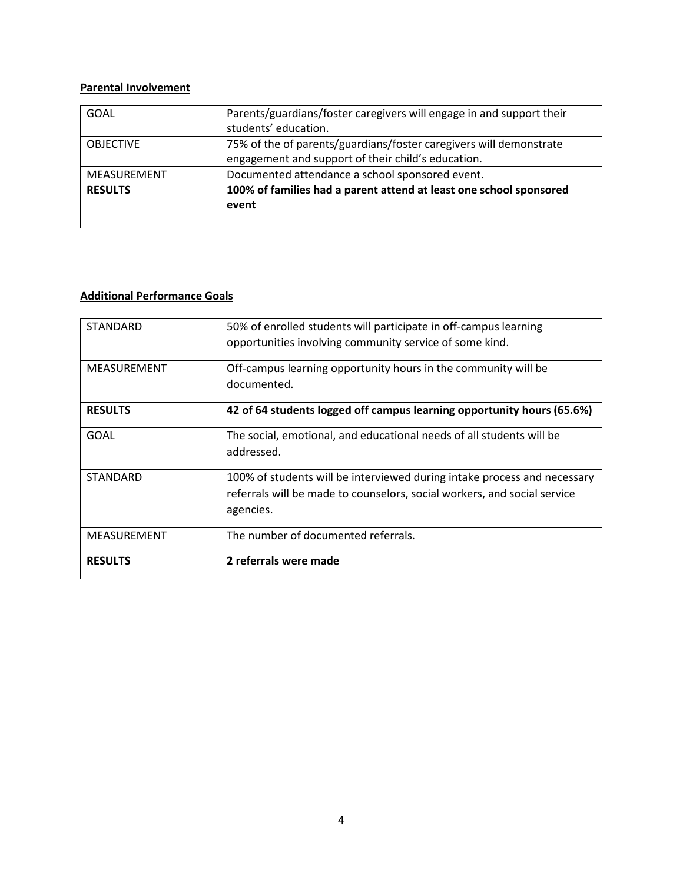**Parental Involvement**

| | |
|---|---|
| GOAL | Parents/guardians/foster caregivers will engage in and support their students' education. |
| OBJECTIVE | 75% of the of parents/guardians/foster caregivers will demonstrate engagement and support of their child's education. |
| MEASUREMENT | Documented attendance a school sponsored event. |
| **RESULTS** | **100% of families had a parent attend at least one school sponsored event** |
| | |

**Additional Performance Goals**

| | |
|---|---|
| STANDARD | 50% of enrolled students will participate in off-campus learning opportunities involving community service of some kind. |
| MEASUREMENT | Off-campus learning opportunity hours in the community will be documented. |
| **RESULTS** | **42 of 64 students logged off campus learning opportunity hours (65.6%)** |
| GOAL | The social, emotional, and educational needs of all students will be addressed. |
| STANDARD | 100% of students will be interviewed during intake process and necessary referrals will be made to counselors, social workers, and social service agencies. |
| MEASUREMENT | The number of documented referrals. |
| **RESULTS** | **2 referrals were made** |